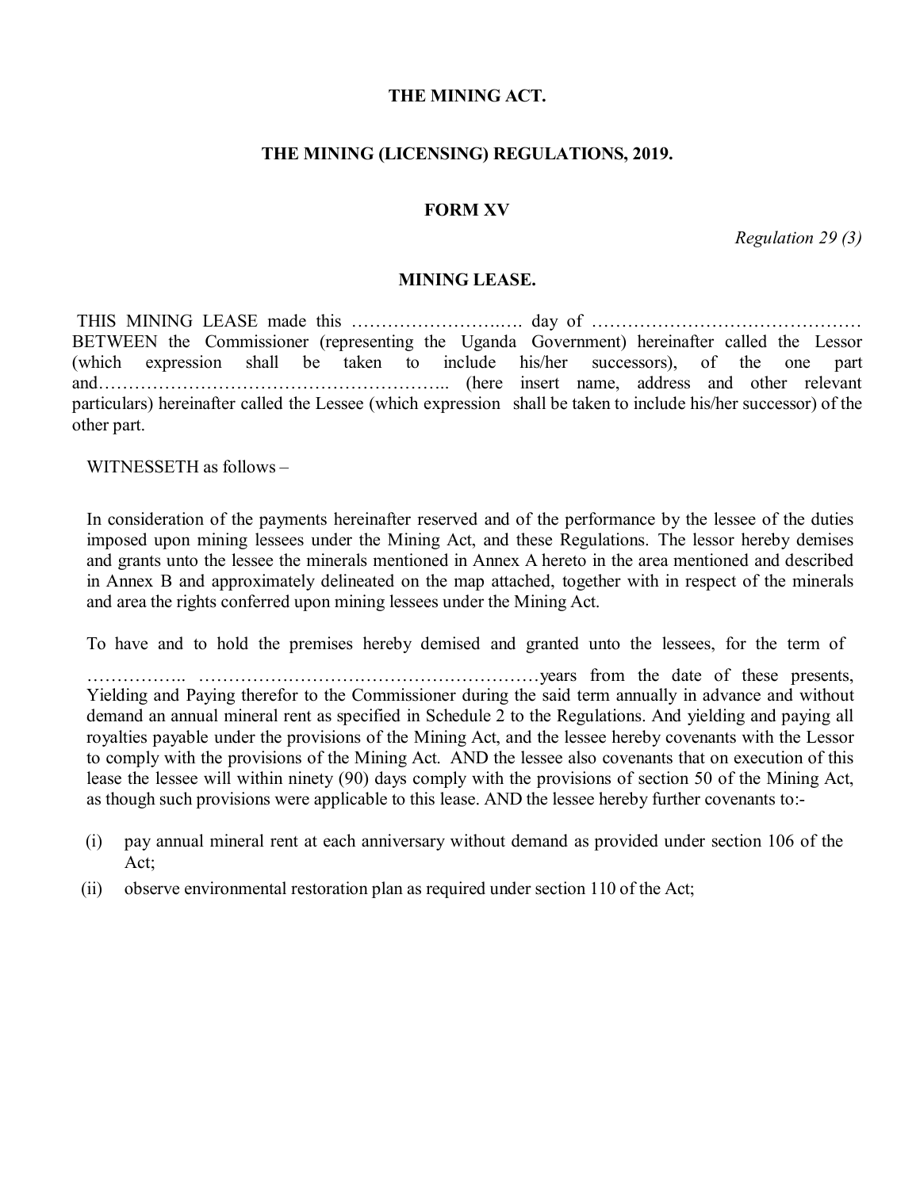**THE MINING ACT.**

**THE MINING (LICENSING) REGULATIONS, 2019.**

**FORM XV**

*Regulation 29 (3)*

**MINING LEASE.**

THIS MINING LEASE made this ……………………..…. day of ……………………………………… BETWEEN the Commissioner (representing the Uganda Government) hereinafter called the Lessor (which expression shall be taken to include his/her successors), of the one part and……………………………………………….. (here insert name, address and other relevant particulars) hereinafter called the Lessee (which expression shall be taken to include his/her successor) of the other part.

WITNESSETH as follows –

In consideration of the payments hereinafter reserved and of the performance by the lessee of the duties imposed upon mining lessees under the Mining Act, and these Regulations. The lessor hereby demises and grants unto the lessee the minerals mentioned in Annex A hereto in the area mentioned and described in Annex B and approximately delineated on the map attached, together with in respect of the minerals and area the rights conferred upon mining lessees under the Mining Act.

To have and to hold the premises hereby demised and granted unto the lessees, for the term of …………….. …………………………………………………years from the date of these presents, Yielding and Paying therefor to the Commissioner during the said term annually in advance and without demand an annual mineral rent as specified in Schedule 2 to the Regulations. And yielding and paying all royalties payable under the provisions of the Mining Act, and the lessee hereby covenants with the Lessor to comply with the provisions of the Mining Act. AND the lessee also covenants that on execution of this lease the lessee will within ninety (90) days comply with the provisions of section 50 of the Mining Act, as though such provisions were applicable to this lease. AND the lessee hereby further covenants to:-

(i) pay annual mineral rent at each anniversary without demand as provided under section 106 of the Act;

(ii) observe environmental restoration plan as required under section 110 of the Act;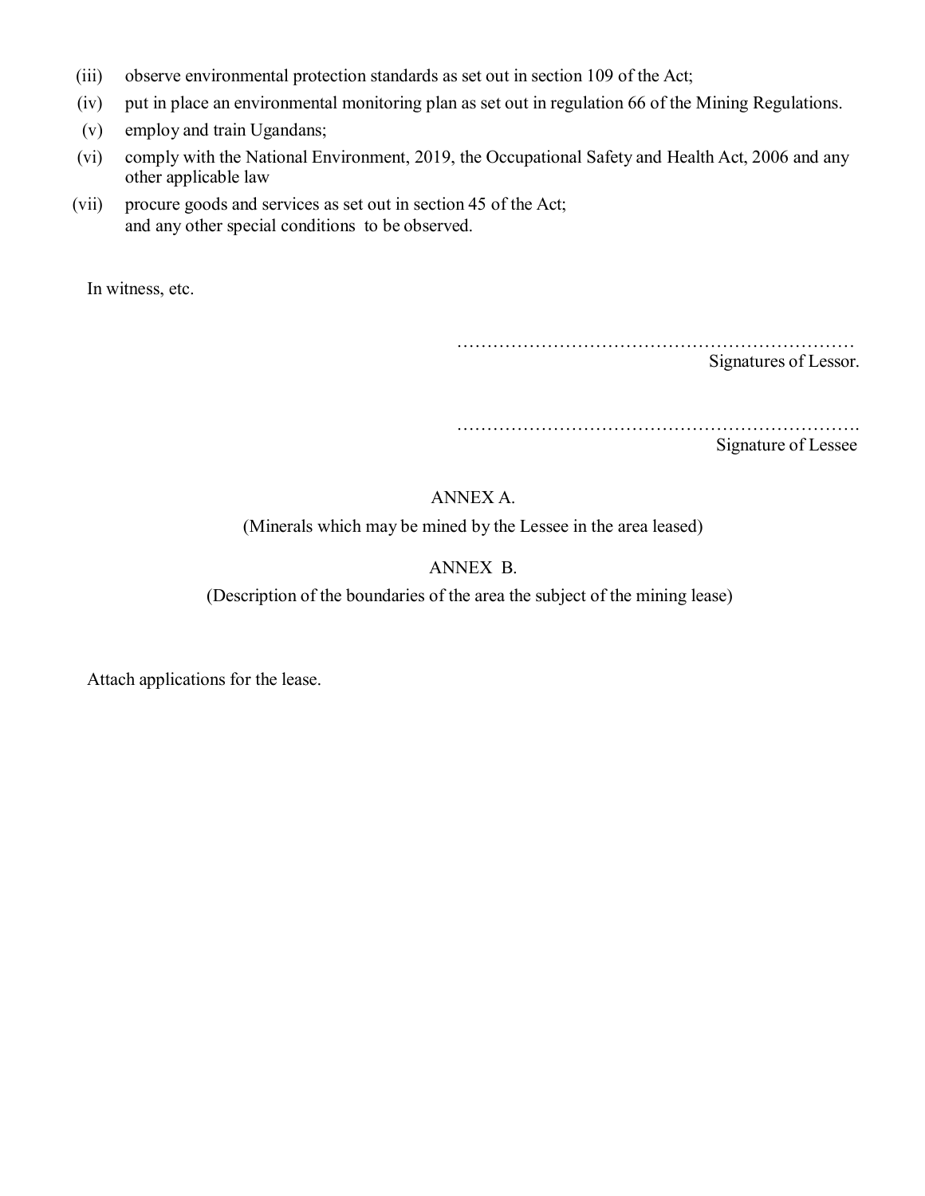(iii) observe environmental protection standards as set out in section 109 of the Act;

(iv) put in place an environmental monitoring plan as set out in regulation 66 of the Mining Regulations.

(v) employ and train Ugandans;

(vi) comply with the National Environment, 2019, the Occupational Safety and Health Act, 2006 and any other applicable law

(vii) procure goods and services as set out in section 45 of the Act; and any other special conditions to be observed.

In witness, etc.

…………………………………………………………
Signatures of Lessor.

…………………………………………………………
Signature of Lessee

ANNEX A.

(Minerals which may be mined by the Lessee in the area leased)

ANNEX B.

(Description of the boundaries of the area the subject of the mining lease)

Attach applications for the lease.